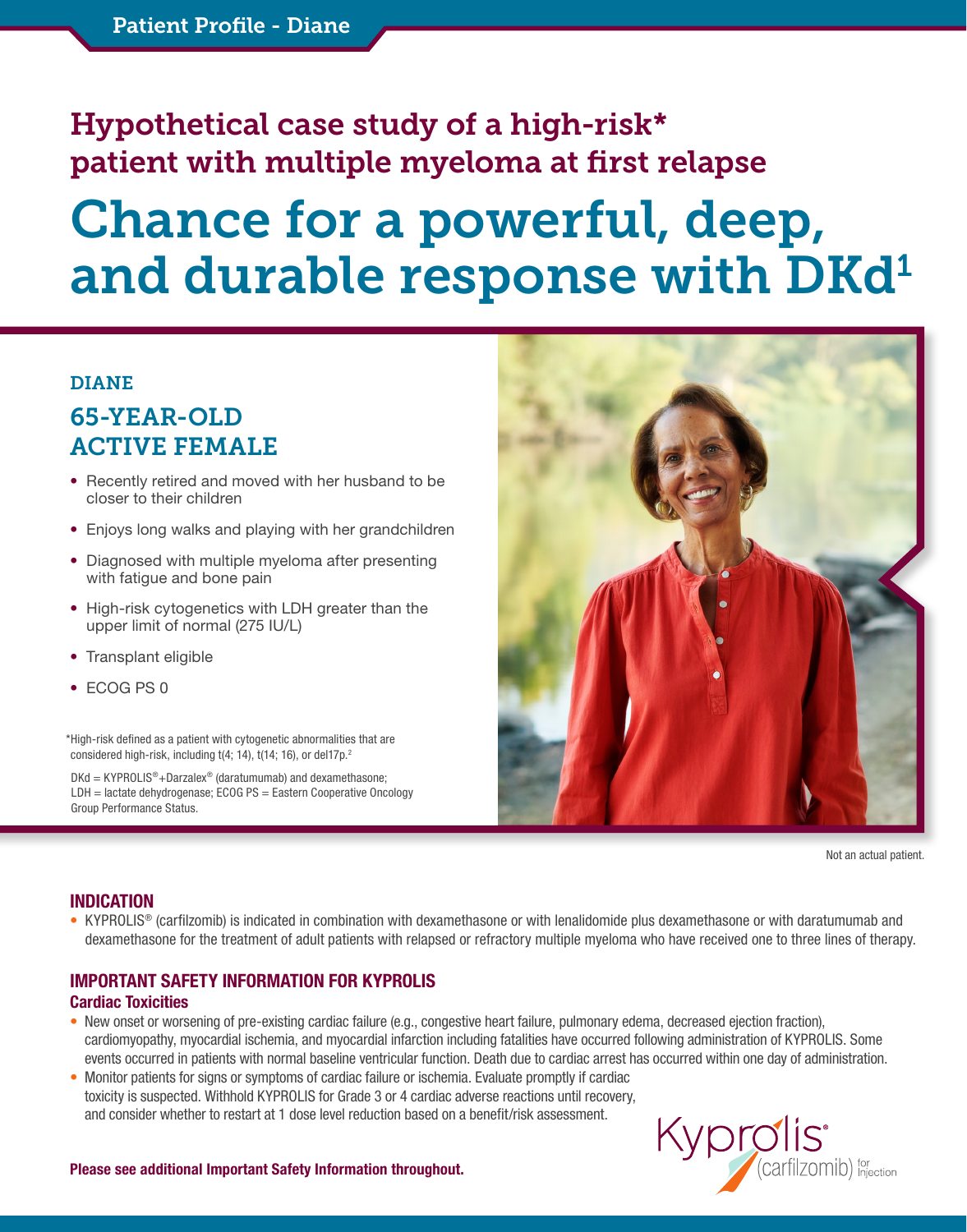Patient Profile - Diane

## Hypothetical case study of a high-risk* patient with multiple myeloma at first relapse

# Chance for a powerful, deep, and durable response with DKd[1]

### DIANE

### 65-YEAR-OLD ACTIVE FEMALE

- Recently retired and moved with her husband to be closer to their children
- Enjoys long walks and playing with her grandchildren
- Diagnosed with multiple myeloma after presenting with fatigue and bone pain
- High-risk cytogenetics with LDH greater than the upper limit of normal (275 IU/L)
- Transplant eligible
- ECOG PS 0

*High-risk defined as a patient with cytogenetic abnormalities that are considered high-risk, including t(4; 14), t(14; 16), or del17p.[2]

DKd = KYPROLIS®+Darzalex® (daratumumab) and dexamethasone; LDH = lactate dehydrogenase; ECOG PS = Eastern Cooperative Oncology Group Performance Status.

Not an actual patient.

## INDICATION

- KYPROLIS® (carfilzomib) is indicated in combination with dexamethasone or with lenalidomide plus dexamethasone or with daratumumab and dexamethasone for the treatment of adult patients with relapsed or refractory multiple myeloma who have received one to three lines of therapy.

## IMPORTANT SAFETY INFORMATION FOR KYPROLIS

### Cardiac Toxicities

- New onset or worsening of pre-existing cardiac failure (e.g., congestive heart failure, pulmonary edema, decreased ejection fraction), cardiomyopathy, myocardial ischemia, and myocardial infarction including fatalities have occurred following administration of KYPROLIS. Some events occurred in patients with normal baseline ventricular function. Death due to cardiac arrest has occurred within one day of administration.
- Monitor patients for signs or symptoms of cardiac failure or ischemia. Evaluate promptly if cardiac toxicity is suspected. Withhold KYPROLIS for Grade 3 or 4 cardiac adverse reactions until recovery, and consider whether to restart at 1 dose level reduction based on a benefit/risk assessment.

**Please see additional Important Safety Information throughout.**

Kyprolis® (carfilzomib) for Injection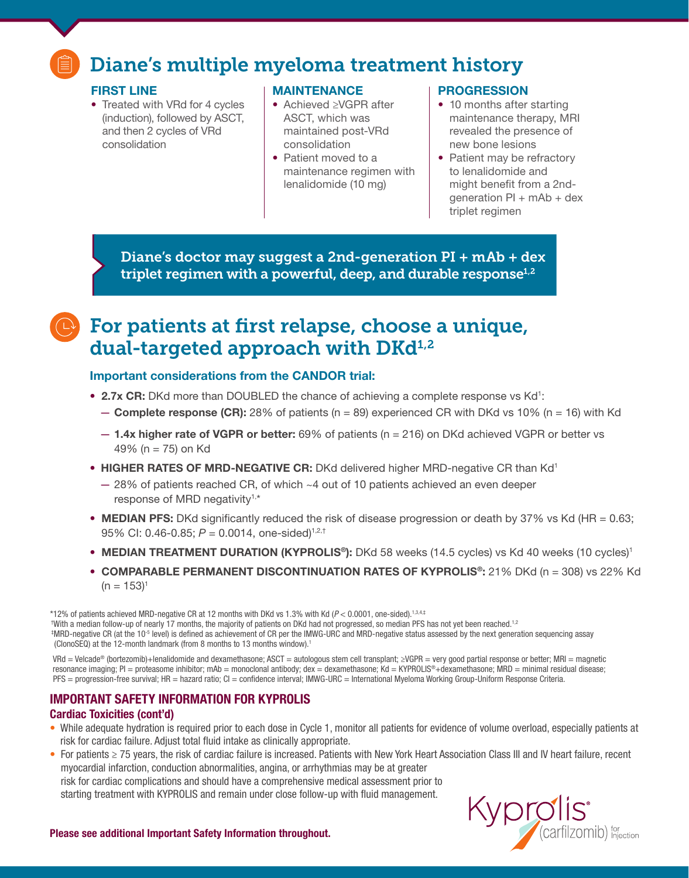# Diane's multiple myeloma treatment history

### FIRST LINE

- Treated with VRd for 4 cycles (induction), followed by ASCT, and then 2 cycles of VRd consolidation

### MAINTENANCE

- Achieved ≥VGPR after ASCT, which was maintained post-VRd consolidation
- Patient moved to a maintenance regimen with lenalidomide (10 mg)

### PROGRESSION

- 10 months after starting maintenance therapy, MRI revealed the presence of new bone lesions
- Patient may be refractory to lenalidomide and might benefit from a 2nd-generation PI + mAb + dex triplet regimen

**Diane's doctor may suggest a 2nd-generation PI + mAb + dex triplet regimen with a powerful, deep, and durable response[1,2]**

# For patients at first relapse, choose a unique, dual-targeted approach with DKd[1,2]

### Important considerations from the CANDOR trial:

- **2.7x CR:** DKd more than DOUBLED the chance of achieving a complete response vs Kd[1]:
  - **Complete response (CR):** 28% of patients (n = 89) experienced CR with DKd vs 10% (n = 16) with Kd
  - **1.4x higher rate of VGPR or better:** 69% of patients (n = 216) on DKd achieved VGPR or better vs 49% (n = 75) on Kd
- **HIGHER RATES OF MRD-NEGATIVE CR:** DKd delivered higher MRD-negative CR than Kd[1]
  - 28% of patients reached CR, of which ~4 out of 10 patients achieved an even deeper response of MRD negativity[1,*]
- **MEDIAN PFS:** DKd significantly reduced the risk of disease progression or death by 37% vs Kd (HR = 0.63; 95% CI: 0.46-0.85; $P = 0.0014$, one-sided)[1,2,†]
- **MEDIAN TREATMENT DURATION (KYPROLIS®):** DKd 58 weeks (14.5 cycles) vs Kd 40 weeks (10 cycles)[1]
- **COMPARABLE PERMANENT DISCONTINUATION RATES OF KYPROLIS®:** 21% DKd (n = 308) vs 22% Kd (n = 153)[1]

*12% of patients achieved MRD-negative CR at 12 months with DKd vs 1.3% with Kd ($P < 0.0001$, one-sided).[1,3,4,‡]
†With a median follow-up of nearly 17 months, the majority of patients on DKd had not progressed, so median PFS has not yet been reached.[1,2]
‡MRD-negative CR (at the $10^{-5}$ level) is defined as achievement of CR per the IMWG-URC and MRD-negative status assessed by the next generation sequencing assay (ClonoSEQ) at the 12-month landmark (from 8 months to 13 months window).[1]

VRd = Velcade® (bortezomib)+lenalidomide and dexamethasone; ASCT = autologous stem cell transplant; ≥VGPR = very good partial response or better; MRI = magnetic resonance imaging; PI = proteasome inhibitor; mAb = monoclonal antibody; dex = dexamethasone; Kd = KYPROLIS®+dexamethasone; MRD = minimal residual disease; PFS = progression-free survival; HR = hazard ratio; CI = confidence interval; IMWG-URC = International Myeloma Working Group-Uniform Response Criteria.

## IMPORTANT SAFETY INFORMATION FOR KYPROLIS

### Cardiac Toxicities (cont'd)

- While adequate hydration is required prior to each dose in Cycle 1, monitor all patients for evidence of volume overload, especially patients at risk for cardiac failure. Adjust total fluid intake as clinically appropriate.
- For patients ≥ 75 years, the risk of cardiac failure is increased. Patients with New York Heart Association Class III and IV heart failure, recent myocardial infarction, conduction abnormalities, angina, or arrhythmias may be at greater risk for cardiac complications and should have a comprehensive medical assessment prior to starting treatment with KYPROLIS and remain under close follow-up with fluid management.

**Please see additional Important Safety Information throughout.**

Kyprolis® (carfilzomib) for Injection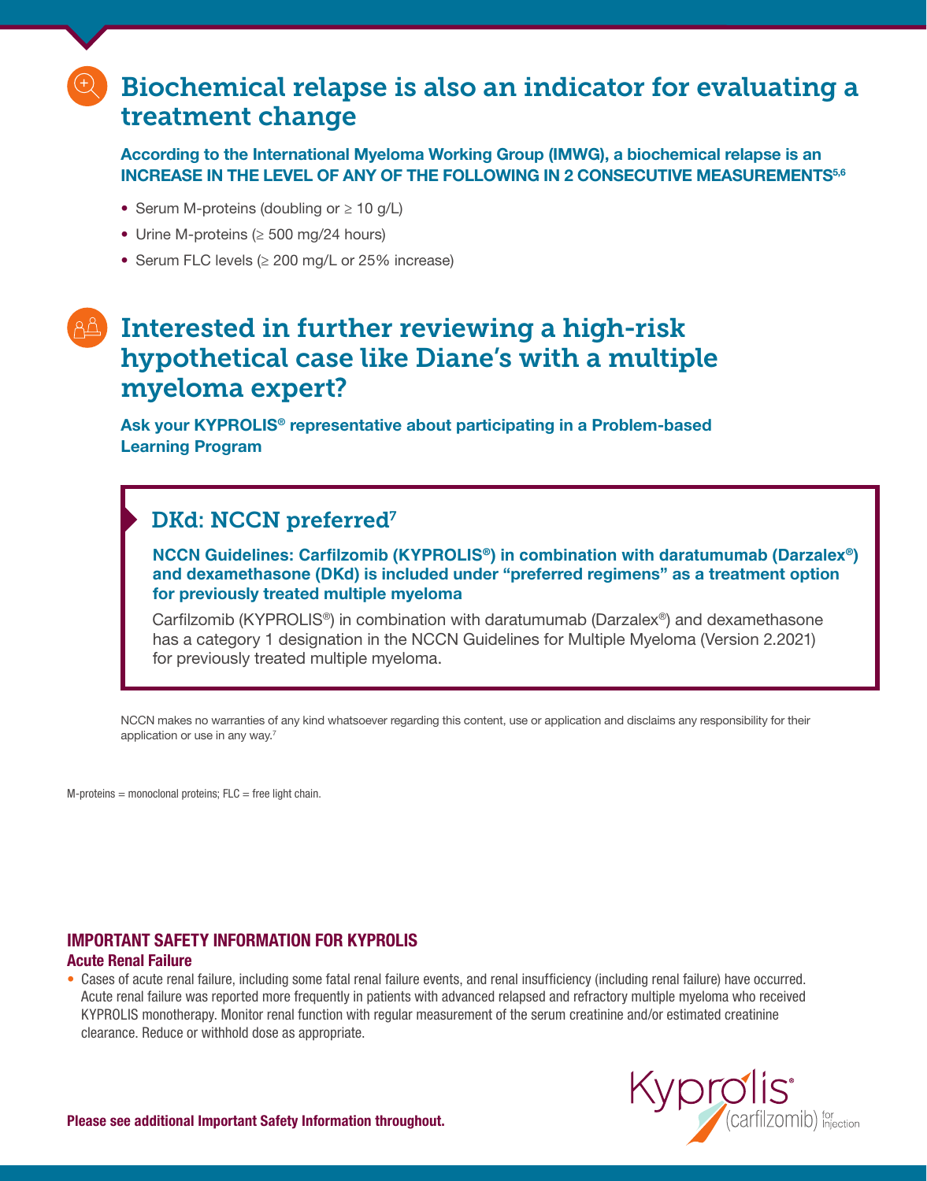# Biochemical relapse is also an indicator for evaluating a treatment change

**According to the International Myeloma Working Group (IMWG), a biochemical relapse is an INCREASE IN THE LEVEL OF ANY OF THE FOLLOWING IN 2 CONSECUTIVE MEASUREMENTS[5,6]**

- Serum M-proteins (doubling or ≥ 10 g/L)
- Urine M-proteins (≥ 500 mg/24 hours)
- Serum FLC levels (≥ 200 mg/L or 25% increase)

# Interested in further reviewing a high-risk hypothetical case like Diane's with a multiple myeloma expert?

**Ask your KYPROLIS® representative about participating in a Problem-based Learning Program**

## DKd: NCCN preferred[7]

**NCCN Guidelines: Carfilzomib (KYPROLIS®) in combination with daratumumab (Darzalex®) and dexamethasone (DKd) is included under "preferred regimens" as a treatment option for previously treated multiple myeloma**

Carfilzomib (KYPROLIS®) in combination with daratumumab (Darzalex®) and dexamethasone has a category 1 designation in the NCCN Guidelines for Multiple Myeloma (Version 2.2021) for previously treated multiple myeloma.

NCCN makes no warranties of any kind whatsoever regarding this content, use or application and disclaims any responsibility for their application or use in any way.[7]

M-proteins = monoclonal proteins; FLC = free light chain.

**IMPORTANT SAFETY INFORMATION FOR KYPROLIS**

**Acute Renal Failure**

- Cases of acute renal failure, including some fatal renal failure events, and renal insufficiency (including renal failure) have occurred. Acute renal failure was reported more frequently in patients with advanced relapsed and refractory multiple myeloma who received KYPROLIS monotherapy. Monitor renal function with regular measurement of the serum creatinine and/or estimated creatinine clearance. Reduce or withhold dose as appropriate.

**Please see additional Important Safety Information throughout.**

Kyprolis® (carfilzomib) for Injection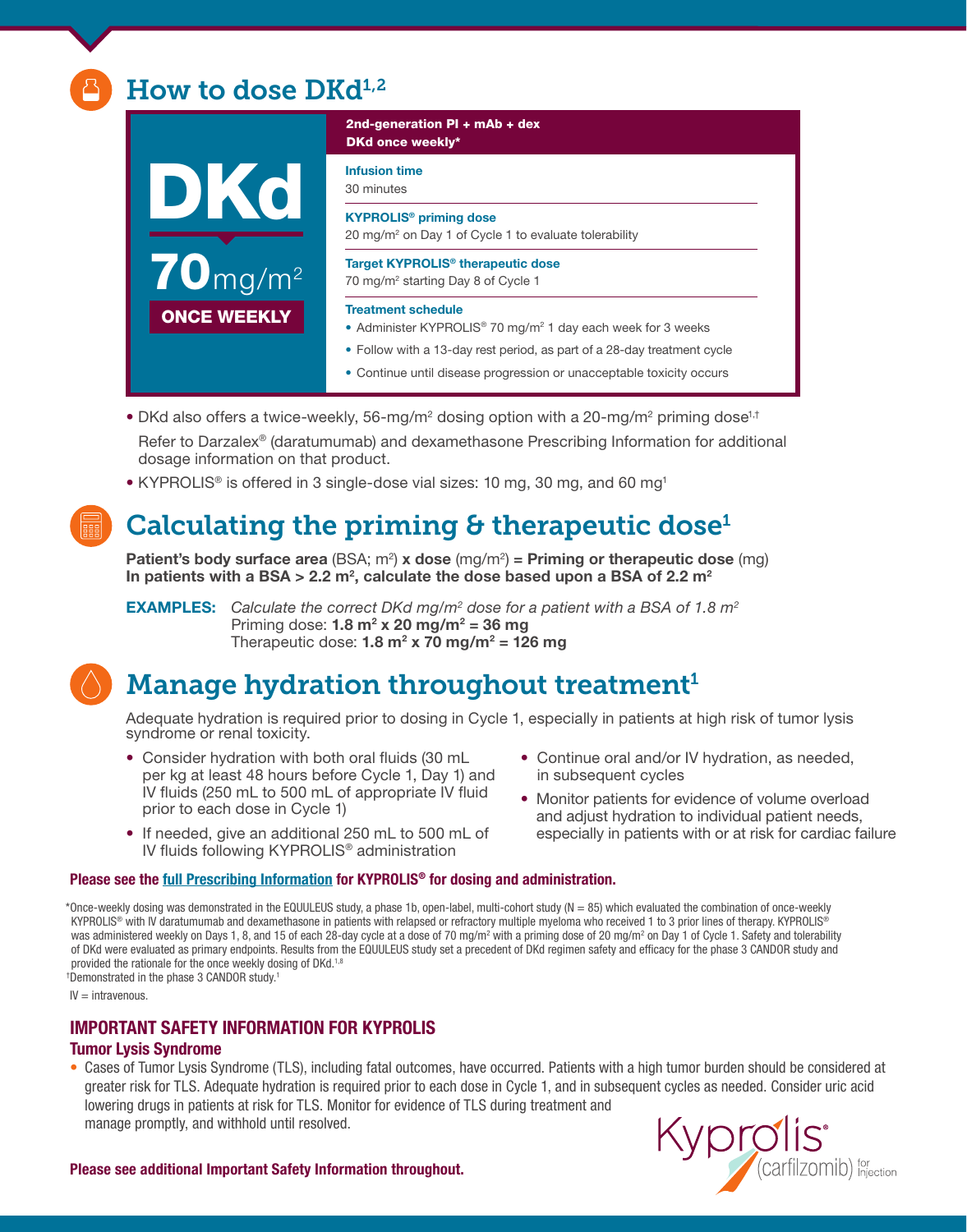## How to dose DKd[1,2]

**DKd**

**70** mg/m²

**ONCE WEEKLY**

**2nd-generation PI + mAb + dex**
**DKd once weekly***

**Infusion time**
30 minutes

**KYPROLIS® priming dose**
20 mg/m² on Day 1 of Cycle 1 to evaluate tolerability

**Target KYPROLIS® therapeutic dose**
70 mg/m² starting Day 8 of Cycle 1

**Treatment schedule**

- Administer KYPROLIS® 70 mg/m² 1 day each week for 3 weeks
- Follow with a 13-day rest period, as part of a 28-day treatment cycle
- Continue until disease progression or unacceptable toxicity occurs

- DKd also offers a twice-weekly, 56-mg/m² dosing option with a 20-mg/m² priming dose[1,†]

  Refer to Darzalex® (daratumumab) and dexamethasone Prescribing Information for additional dosage information on that product.
- KYPROLIS® is offered in 3 single-dose vial sizes: 10 mg, 30 mg, and 60 mg[1]

## Calculating the priming & therapeutic dose[1]

**Patient's body surface area** (BSA; m²) **x dose** (mg/m²) **= Priming or therapeutic dose** (mg)
**In patients with a BSA > 2.2 m², calculate the dose based upon a BSA of 2.2 m²**

**EXAMPLES:** *Calculate the correct DKd mg/m² dose for a patient with a BSA of 1.8 m²*
Priming dose: **1.8 m² x 20 mg/m² = 36 mg**
Therapeutic dose: **1.8 m² x 70 mg/m² = 126 mg**

## Manage hydration throughout treatment[1]

Adequate hydration is required prior to dosing in Cycle 1, especially in patients at high risk of tumor lysis syndrome or renal toxicity.

- Consider hydration with both oral fluids (30 mL per kg at least 48 hours before Cycle 1, Day 1) and IV fluids (250 mL to 500 mL of appropriate IV fluid prior to each dose in Cycle 1)
- If needed, give an additional 250 mL to 500 mL of IV fluids following KYPROLIS® administration
- Continue oral and/or IV hydration, as needed, in subsequent cycles
- Monitor patients for evidence of volume overload and adjust hydration to individual patient needs, especially in patients with or at risk for cardiac failure

**Please see the full Prescribing Information for KYPROLIS® for dosing and administration.**

*Once-weekly dosing was demonstrated in the EQUULEUS study, a phase 1b, open-label, multi-cohort study (N = 85) which evaluated the combination of once-weekly KYPROLIS® with IV daratumumab and dexamethasone in patients with relapsed or refractory multiple myeloma who received 1 to 3 prior lines of therapy. KYPROLIS® was administered weekly on Days 1, 8, and 15 of each 28-day cycle at a dose of 70 mg/m² with a priming dose of 20 mg/m² on Day 1 of Cycle 1. Safety and tolerability of DKd were evaluated as primary endpoints. Results from the EQUULEUS study set a precedent of DKd regimen safety and efficacy for the phase 3 CANDOR study and provided the rationale for the once weekly dosing of DKd.[1,8]

†Demonstrated in the phase 3 CANDOR study.[1]

IV = intravenous.

### IMPORTANT SAFETY INFORMATION FOR KYPROLIS

**Tumor Lysis Syndrome**

- Cases of Tumor Lysis Syndrome (TLS), including fatal outcomes, have occurred. Patients with a high tumor burden should be considered at greater risk for TLS. Adequate hydration is required prior to each dose in Cycle 1, and in subsequent cycles as needed. Consider uric acid lowering drugs in patients at risk for TLS. Monitor for evidence of TLS during treatment and manage promptly, and withhold until resolved.

**Please see additional Important Safety Information throughout.**

Kyprolis® (carfilzomib) for Injection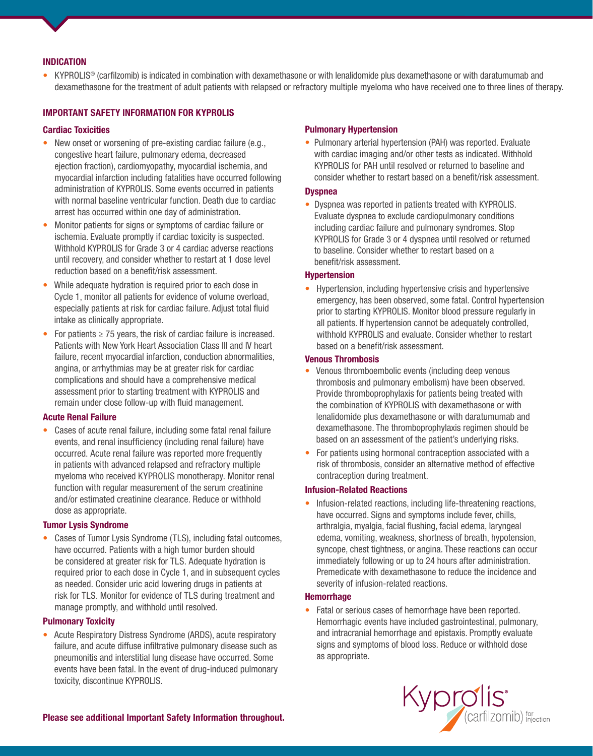## INDICATION

- KYPROLIS® (carfilzomib) is indicated in combination with dexamethasone or with lenalidomide plus dexamethasone or with daratumumab and dexamethasone for the treatment of adult patients with relapsed or refractory multiple myeloma who have received one to three lines of therapy.

## IMPORTANT SAFETY INFORMATION FOR KYPROLIS

### Cardiac Toxicities

- New onset or worsening of pre-existing cardiac failure (e.g., congestive heart failure, pulmonary edema, decreased ejection fraction), cardiomyopathy, myocardial ischemia, and myocardial infarction including fatalities have occurred following administration of KYPROLIS. Some events occurred in patients with normal baseline ventricular function. Death due to cardiac arrest has occurred within one day of administration.
- Monitor patients for signs or symptoms of cardiac failure or ischemia. Evaluate promptly if cardiac toxicity is suspected. Withhold KYPROLIS for Grade 3 or 4 cardiac adverse reactions until recovery, and consider whether to restart at 1 dose level reduction based on a benefit/risk assessment.
- While adequate hydration is required prior to each dose in Cycle 1, monitor all patients for evidence of volume overload, especially patients at risk for cardiac failure. Adjust total fluid intake as clinically appropriate.
- For patients ≥ 75 years, the risk of cardiac failure is increased. Patients with New York Heart Association Class III and IV heart failure, recent myocardial infarction, conduction abnormalities, angina, or arrhythmias may be at greater risk for cardiac complications and should have a comprehensive medical assessment prior to starting treatment with KYPROLIS and remain under close follow-up with fluid management.

### Acute Renal Failure

- Cases of acute renal failure, including some fatal renal failure events, and renal insufficiency (including renal failure) have occurred. Acute renal failure was reported more frequently in patients with advanced relapsed and refractory multiple myeloma who received KYPROLIS monotherapy. Monitor renal function with regular measurement of the serum creatinine and/or estimated creatinine clearance. Reduce or withhold dose as appropriate.

### Tumor Lysis Syndrome

- Cases of Tumor Lysis Syndrome (TLS), including fatal outcomes, have occurred. Patients with a high tumor burden should be considered at greater risk for TLS. Adequate hydration is required prior to each dose in Cycle 1, and in subsequent cycles as needed. Consider uric acid lowering drugs in patients at risk for TLS. Monitor for evidence of TLS during treatment and manage promptly, and withhold until resolved.

### Pulmonary Toxicity

- Acute Respiratory Distress Syndrome (ARDS), acute respiratory failure, and acute diffuse infiltrative pulmonary disease such as pneumonitis and interstitial lung disease have occurred. Some events have been fatal. In the event of drug-induced pulmonary toxicity, discontinue KYPROLIS.

### Pulmonary Hypertension

- Pulmonary arterial hypertension (PAH) was reported. Evaluate with cardiac imaging and/or other tests as indicated. Withhold KYPROLIS for PAH until resolved or returned to baseline and consider whether to restart based on a benefit/risk assessment.

### Dyspnea

- Dyspnea was reported in patients treated with KYPROLIS. Evaluate dyspnea to exclude cardiopulmonary conditions including cardiac failure and pulmonary syndromes. Stop KYPROLIS for Grade 3 or 4 dyspnea until resolved or returned to baseline. Consider whether to restart based on a benefit/risk assessment.

### Hypertension

- Hypertension, including hypertensive crisis and hypertensive emergency, has been observed, some fatal. Control hypertension prior to starting KYPROLIS. Monitor blood pressure regularly in all patients. If hypertension cannot be adequately controlled, withhold KYPROLIS and evaluate. Consider whether to restart based on a benefit/risk assessment.

### Venous Thrombosis

- Venous thromboembolic events (including deep venous thrombosis and pulmonary embolism) have been observed. Provide thromboprophylaxis for patients being treated with the combination of KYPROLIS with dexamethasone or with lenalidomide plus dexamethasone or with daratumumab and dexamethasone. The thromboprophylaxis regimen should be based on an assessment of the patient's underlying risks.
- For patients using hormonal contraception associated with a risk of thrombosis, consider an alternative method of effective contraception during treatment.

### Infusion-Related Reactions

- Infusion-related reactions, including life-threatening reactions, have occurred. Signs and symptoms include fever, chills, arthralgia, myalgia, facial flushing, facial edema, laryngeal edema, vomiting, weakness, shortness of breath, hypotension, syncope, chest tightness, or angina. These reactions can occur immediately following or up to 24 hours after administration. Premedicate with dexamethasone to reduce the incidence and severity of infusion-related reactions.

### Hemorrhage

- Fatal or serious cases of hemorrhage have been reported. Hemorrhagic events have included gastrointestinal, pulmonary, and intracranial hemorrhage and epistaxis. Promptly evaluate signs and symptoms of blood loss. Reduce or withhold dose as appropriate.

**Please see additional Important Safety Information throughout.**

Kyprolis® (carfilzomib) for Injection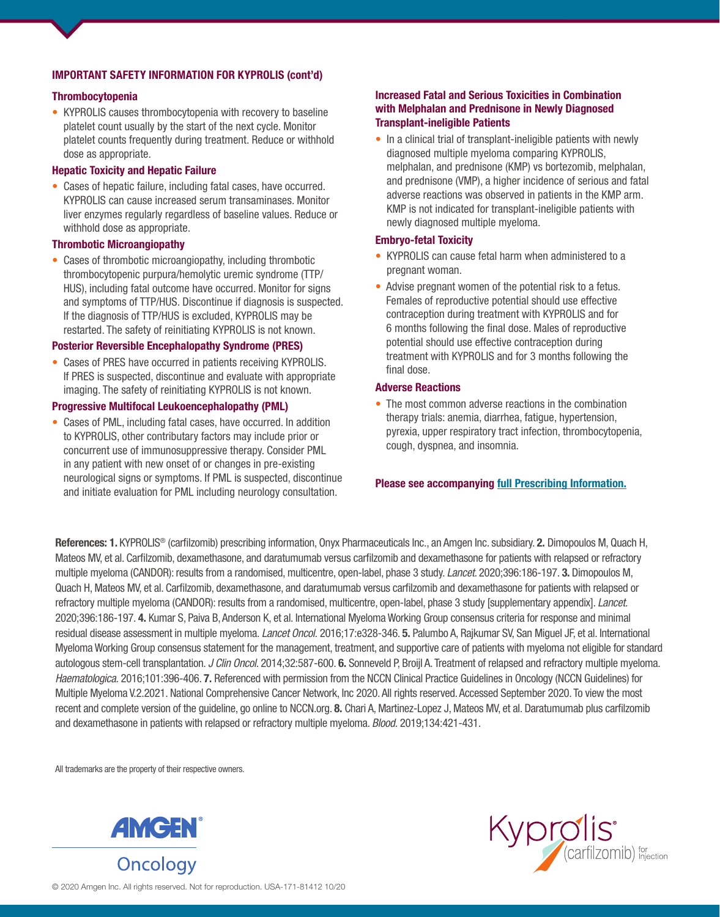## IMPORTANT SAFETY INFORMATION FOR KYPROLIS (cont'd)

### Thrombocytopenia

- KYPROLIS causes thrombocytopenia with recovery to baseline platelet count usually by the start of the next cycle. Monitor platelet counts frequently during treatment. Reduce or withhold dose as appropriate.

### Hepatic Toxicity and Hepatic Failure

- Cases of hepatic failure, including fatal cases, have occurred. KYPROLIS can cause increased serum transaminases. Monitor liver enzymes regularly regardless of baseline values. Reduce or withhold dose as appropriate.

### Thrombotic Microangiopathy

- Cases of thrombotic microangiopathy, including thrombotic thrombocytopenic purpura/hemolytic uremic syndrome (TTP/HUS), including fatal outcome have occurred. Monitor for signs and symptoms of TTP/HUS. Discontinue if diagnosis is suspected. If the diagnosis of TTP/HUS is excluded, KYPROLIS may be restarted. The safety of reinitiating KYPROLIS is not known.

### Posterior Reversible Encephalopathy Syndrome (PRES)

- Cases of PRES have occurred in patients receiving KYPROLIS. If PRES is suspected, discontinue and evaluate with appropriate imaging. The safety of reinitiating KYPROLIS is not known.

### Progressive Multifocal Leukoencephalopathy (PML)

- Cases of PML, including fatal cases, have occurred. In addition to KYPROLIS, other contributary factors may include prior or concurrent use of immunosuppressive therapy. Consider PML in any patient with new onset of or changes in pre-existing neurological signs or symptoms. If PML is suspected, discontinue and initiate evaluation for PML including neurology consultation.

### Increased Fatal and Serious Toxicities in Combination with Melphalan and Prednisone in Newly Diagnosed Transplant-ineligible Patients

- In a clinical trial of transplant-ineligible patients with newly diagnosed multiple myeloma comparing KYPROLIS, melphalan, and prednisone (KMP) vs bortezomib, melphalan, and prednisone (VMP), a higher incidence of serious and fatal adverse reactions was observed in patients in the KMP arm. KMP is not indicated for transplant-ineligible patients with newly diagnosed multiple myeloma.

### Embryo-fetal Toxicity

- KYPROLIS can cause fetal harm when administered to a pregnant woman.
- Advise pregnant women of the potential risk to a fetus. Females of reproductive potential should use effective contraception during treatment with KYPROLIS and for 6 months following the final dose. Males of reproductive potential should use effective contraception during treatment with KYPROLIS and for 3 months following the final dose.

### Adverse Reactions

- The most common adverse reactions in the combination therapy trials: anemia, diarrhea, fatigue, hypertension, pyrexia, upper respiratory tract infection, thrombocytopenia, cough, dyspnea, and insomnia.

**Please see accompanying full Prescribing Information.**

**References: 1.** KYPROLIS® (carfilzomib) prescribing information, Onyx Pharmaceuticals Inc., an Amgen Inc. subsidiary. **2.** Dimopoulos M, Quach H, Mateos MV, et al. Carfilzomib, dexamethasone, and daratumumab versus carfilzomib and dexamethasone for patients with relapsed or refractory multiple myeloma (CANDOR): results from a randomised, multicentre, open-label, phase 3 study. *Lancet.* 2020;396:186-197. **3.** Dimopoulos M, Quach H, Mateos MV, et al. Carfilzomib, dexamethasone, and daratumumab versus carfilzomib and dexamethasone for patients with relapsed or refractory multiple myeloma (CANDOR): results from a randomised, multicentre, open-label, phase 3 study [supplementary appendix]. *Lancet.* 2020;396:186-197. **4.** Kumar S, Paiva B, Anderson K, et al. International Myeloma Working Group consensus criteria for response and minimal residual disease assessment in multiple myeloma. *Lancet Oncol.* 2016;17:e328-346. **5.** Palumbo A, Rajkumar SV, San Miguel JF, et al. International Myeloma Working Group consensus statement for the management, treatment, and supportive care of patients with myeloma not eligible for standard autologous stem-cell transplantation. *J Clin Oncol.* 2014;32:587-600. **6.** Sonneveld P, Broijl A. Treatment of relapsed and refractory multiple myeloma. *Haematologica.* 2016;101:396-406. **7.** Referenced with permission from the NCCN Clinical Practice Guidelines in Oncology (NCCN Guidelines) for Multiple Myeloma V.2.2021. National Comprehensive Cancer Network, Inc 2020. All rights reserved. Accessed September 2020. To view the most recent and complete version of the guideline, go online to NCCN.org. **8.** Chari A, Martinez-Lopez J, Mateos MV, et al. Daratumumab plus carfilzomib and dexamethasone in patients with relapsed or refractory multiple myeloma. *Blood.* 2019;134:421-431.

All trademarks are the property of their respective owners.

AMGEN® Oncology

Kyprolis® (carfilzomib) for Injection

© 2020 Amgen Inc. All rights reserved. Not for reproduction. USA-171-81412 10/20